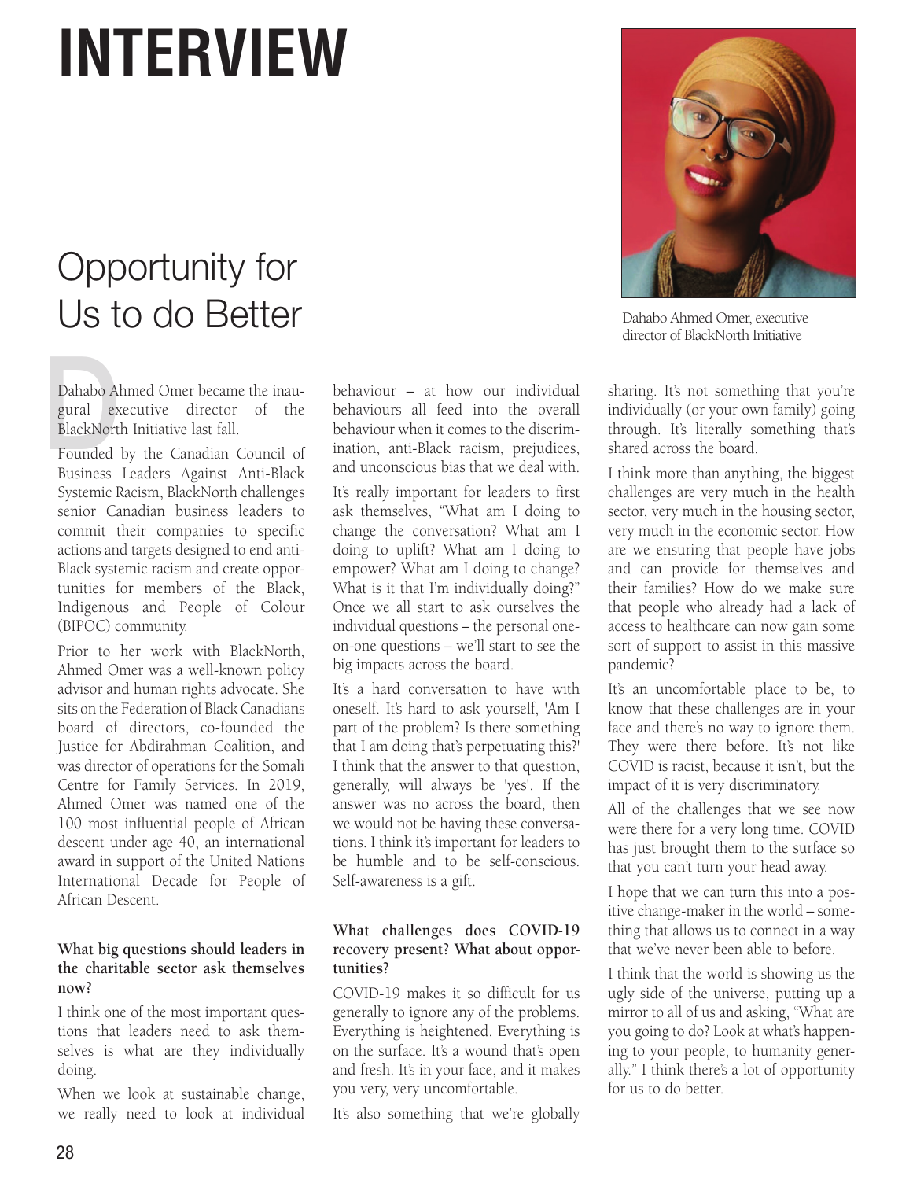# INTERVIEW

## Opportunity for Us to do Better

Dahabo Ahmed Omer, executive director of BlackNorth Initiative

Dahabo Ahmed Omer became the inaugural executive director of the BlackNorth Initiative last fall.

Founded by the Canadian Council of Business Leaders Against Anti-Black Systemic Racism, BlackNorth challenges senior Canadian business leaders to commit their companies to specific actions and targets designed to end anti-Black systemic racism and create opportunities for members of the Black, Indigenous and People of Colour (BIPOC) community.

Prior to her work with BlackNorth, Ahmed Omer was a well-known policy advisor and human rights advocate. She sits on the Federation of Black Canadians board of directors, co-founded the Justice for Abdirahman Coalition, and was director of operations for the Somali Centre for Family Services. In 2019, Ahmed Omer was named one of the 100 most influential people of African descent under age 40, an international award in support of the United Nations International Decade for People of African Descent.

**What big questions should leaders in the charitable sector ask themselves now?**

I think one of the most important questions that leaders need to ask themselves is what are they individually doing.

When we look at sustainable change, we really need to look at individual behaviour – at how our individual behaviours all feed into the overall behaviour when it comes to the discrimination, anti-Black racism, prejudices, and unconscious bias that we deal with.

It's really important for leaders to first ask themselves, "What am I doing to change the conversation? What am I doing to uplift? What am I doing to empower? What am I doing to change? What is it that I'm individually doing?" Once we all start to ask ourselves the individual questions – the personal one-on-one questions – we'll start to see the big impacts across the board.

It's a hard conversation to have with oneself. It's hard to ask yourself, 'Am I part of the problem? Is there something that I am doing that's perpetuating this?' I think that the answer to that question, generally, will always be 'yes'. If the answer was no across the board, then we would not be having these conversations. I think it's important for leaders to be humble and to be self-conscious. Self-awareness is a gift.

**What challenges does COVID-19 recovery present? What about opportunities?**

COVID-19 makes it so difficult for us generally to ignore any of the problems. Everything is heightened. Everything is on the surface. It's a wound that's open and fresh. It's in your face, and it makes you very, very uncomfortable.

It's also something that we're globally sharing. It's not something that you're individually (or your own family) going through. It's literally something that's shared across the board.

I think more than anything, the biggest challenges are very much in the health sector, very much in the housing sector, very much in the economic sector. How are we ensuring that people have jobs and can provide for themselves and their families? How do we make sure that people who already had a lack of access to healthcare can now gain some sort of support to assist in this massive pandemic?

It's an uncomfortable place to be, to know that these challenges are in your face and there's no way to ignore them. They were there before. It's not like COVID is racist, because it isn't, but the impact of it is very discriminatory.

All of the challenges that we see now were there for a very long time. COVID has just brought them to the surface so that you can't turn your head away.

I hope that we can turn this into a positive change-maker in the world – something that allows us to connect in a way that we've never been able to before.

I think that the world is showing us the ugly side of the universe, putting up a mirror to all of us and asking, "What are you going to do? Look at what's happening to your people, to humanity generally." I think there's a lot of opportunity for us to do better.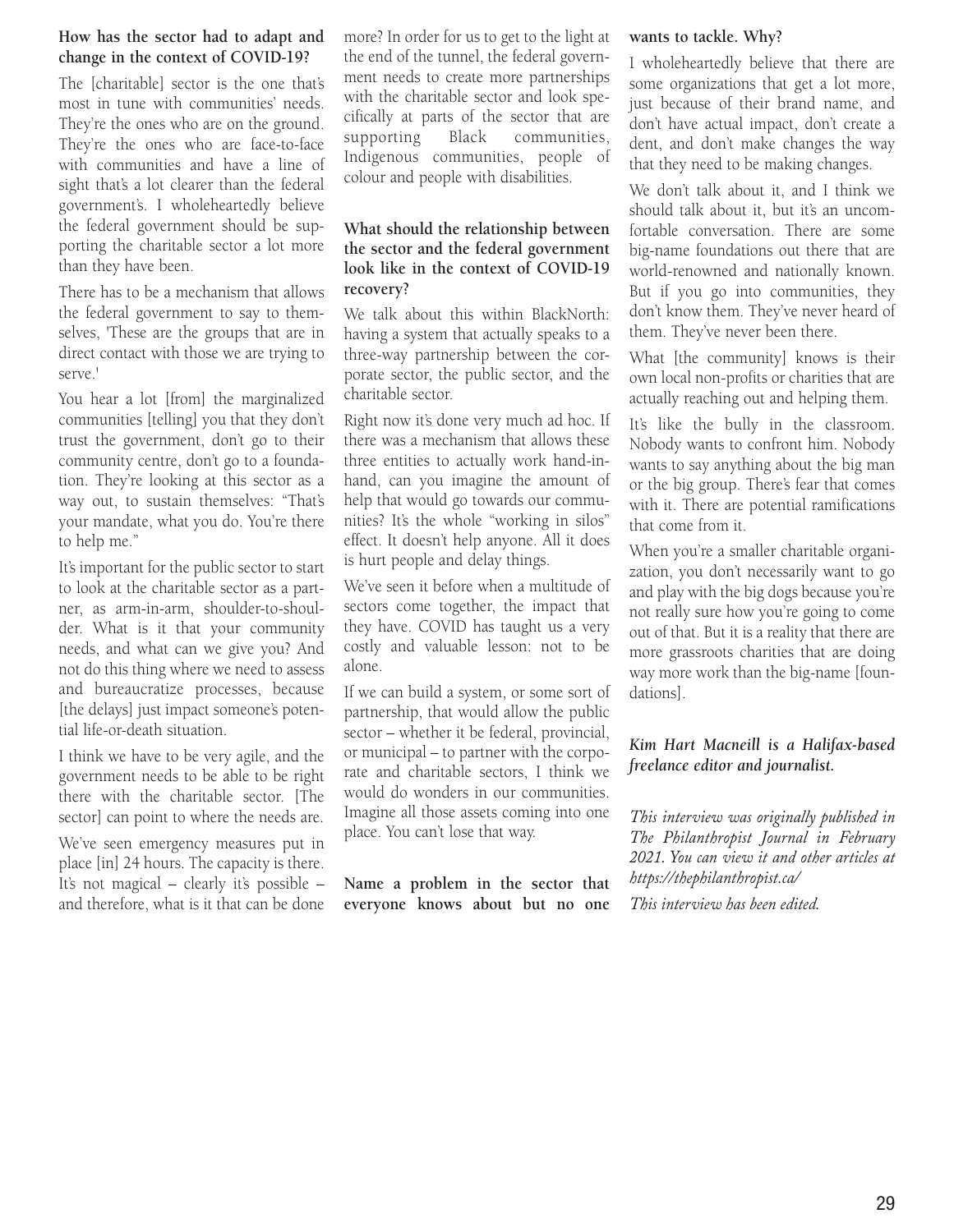**How has the sector had to adapt and change in the context of COVID-19?**

The [charitable] sector is the one that's most in tune with communities' needs. They're the ones who are on the ground. They're the ones who are face-to-face with communities and have a line of sight that's a lot clearer than the federal government's. I wholeheartedly believe the federal government should be supporting the charitable sector a lot more than they have been.

There has to be a mechanism that allows the federal government to say to themselves, 'These are the groups that are in direct contact with those we are trying to serve.'

You hear a lot [from] the marginalized communities [telling] you that they don't trust the government, don't go to their community centre, don't go to a foundation. They're looking at this sector as a way out, to sustain themselves: "That's your mandate, what you do. You're there to help me."

It's important for the public sector to start to look at the charitable sector as a partner, as arm-in-arm, shoulder-to-shoulder. What is it that your community needs, and what can we give you? And not do this thing where we need to assess and bureaucratize processes, because [the delays] just impact someone's potential life-or-death situation.

I think we have to be very agile, and the government needs to be able to be right there with the charitable sector. [The sector] can point to where the needs are.

We've seen emergency measures put in place [in] 24 hours. The capacity is there. It's not magical – clearly it's possible – and therefore, what is it that can be done more? In order for us to get to the light at the end of the tunnel, the federal government needs to create more partnerships with the charitable sector and look specifically at parts of the sector that are supporting Black communities, Indigenous communities, people of colour and people with disabilities.

**What should the relationship between the sector and the federal government look like in the context of COVID-19 recovery?**

We talk about this within BlackNorth: having a system that actually speaks to a three-way partnership between the corporate sector, the public sector, and the charitable sector.

Right now it's done very much ad hoc. If there was a mechanism that allows these three entities to actually work hand-in-hand, can you imagine the amount of help that would go towards our communities? It's the whole "working in silos" effect. It doesn't help anyone. All it does is hurt people and delay things.

We've seen it before when a multitude of sectors come together, the impact that they have. COVID has taught us a very costly and valuable lesson: not to be alone.

If we can build a system, or some sort of partnership, that would allow the public sector – whether it be federal, provincial, or municipal – to partner with the corporate and charitable sectors, I think we would do wonders in our communities. Imagine all those assets coming into one place. You can't lose that way.

**Name a problem in the sector that everyone knows about but no one wants to tackle. Why?**

I wholeheartedly believe that there are some organizations that get a lot more, just because of their brand name, and don't have actual impact, don't create a dent, and don't make changes the way that they need to be making changes.

We don't talk about it, and I think we should talk about it, but it's an uncomfortable conversation. There are some big-name foundations out there that are world-renowned and nationally known. But if you go into communities, they don't know them. They've never heard of them. They've never been there.

What [the community] knows is their own local non-profits or charities that are actually reaching out and helping them.

It's like the bully in the classroom. Nobody wants to confront him. Nobody wants to say anything about the big man or the big group. There's fear that comes with it. There are potential ramifications that come from it.

When you're a smaller charitable organization, you don't necessarily want to go and play with the big dogs because you're not really sure how you're going to come out of that. But it is a reality that there are more grassroots charities that are doing way more work than the big-name [foundations].

***Kim Hart Macneill is a Halifax-based freelance editor and journalist.***

*This interview was originally published in The Philanthropist Journal in February 2021. You can view it and other articles at https://thephilanthropist.ca/*

*This interview has been edited.*